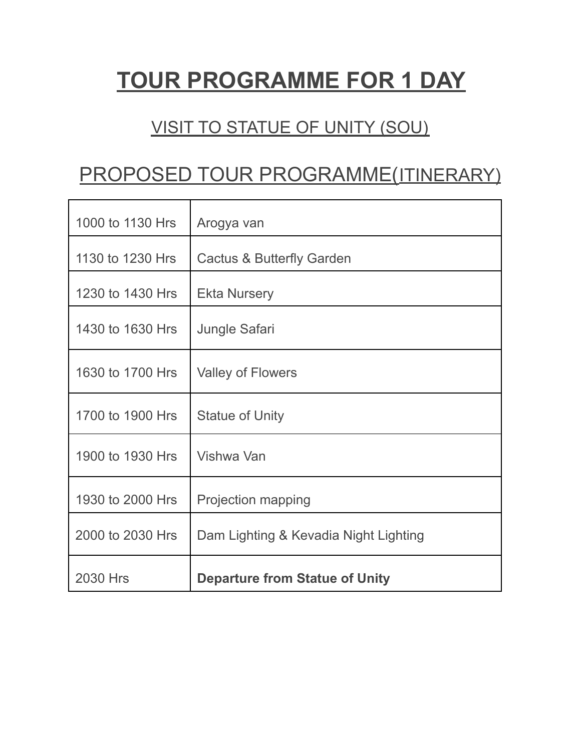# TOUR PROGRAMME FOR 1 DAY

## VISIT TO STATUE OF UNITY (SOU)

## PROPOSED TOUR PROGRAMME(ITINERARY)

| | |
|---|---|
| 1000 to 1130 Hrs | Arogya van |
| 1130 to 1230 Hrs | Cactus & Butterfly Garden |
| 1230 to 1430 Hrs | Ekta Nursery |
| 1430 to 1630 Hrs | Jungle Safari |
| 1630 to 1700 Hrs | Valley of Flowers |
| 1700 to 1900 Hrs | Statue of Unity |
| 1900 to 1930 Hrs | Vishwa Van |
| 1930 to 2000 Hrs | Projection mapping |
| 2000 to 2030 Hrs | Dam Lighting & Kevadia Night Lighting |
| 2030 Hrs | **Departure from Statue of Unity** |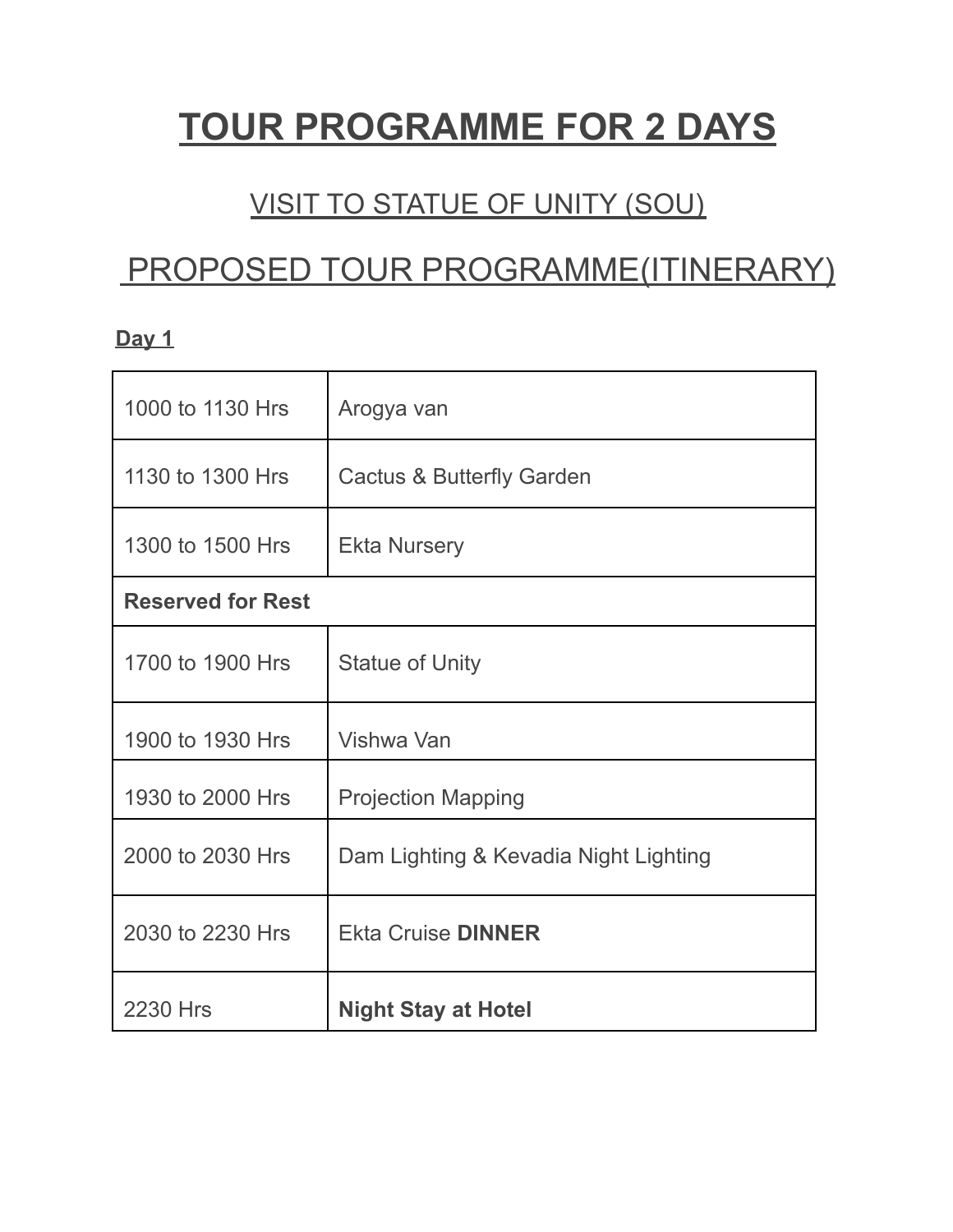# TOUR PROGRAMME FOR 2 DAYS

## VISIT TO STATUE OF UNITY (SOU)

## PROPOSED TOUR PROGRAMME(ITINERARY)

**Day 1**

| | |
|---|---|
| 1000 to 1130 Hrs | Arogya van |
| 1130 to 1300 Hrs | Cactus & Butterfly Garden |
| 1300 to 1500 Hrs | Ekta Nursery |
| **Reserved for Rest** | |
| 1700 to 1900 Hrs | Statue of Unity |
| 1900 to 1930 Hrs | Vishwa Van |
| 1930 to 2000 Hrs | Projection Mapping |
| 2000 to 2030 Hrs | Dam Lighting & Kevadia Night Lighting |
| 2030 to 2230 Hrs | Ekta Cruise **DINNER** |
| 2230 Hrs | **Night Stay at Hotel** |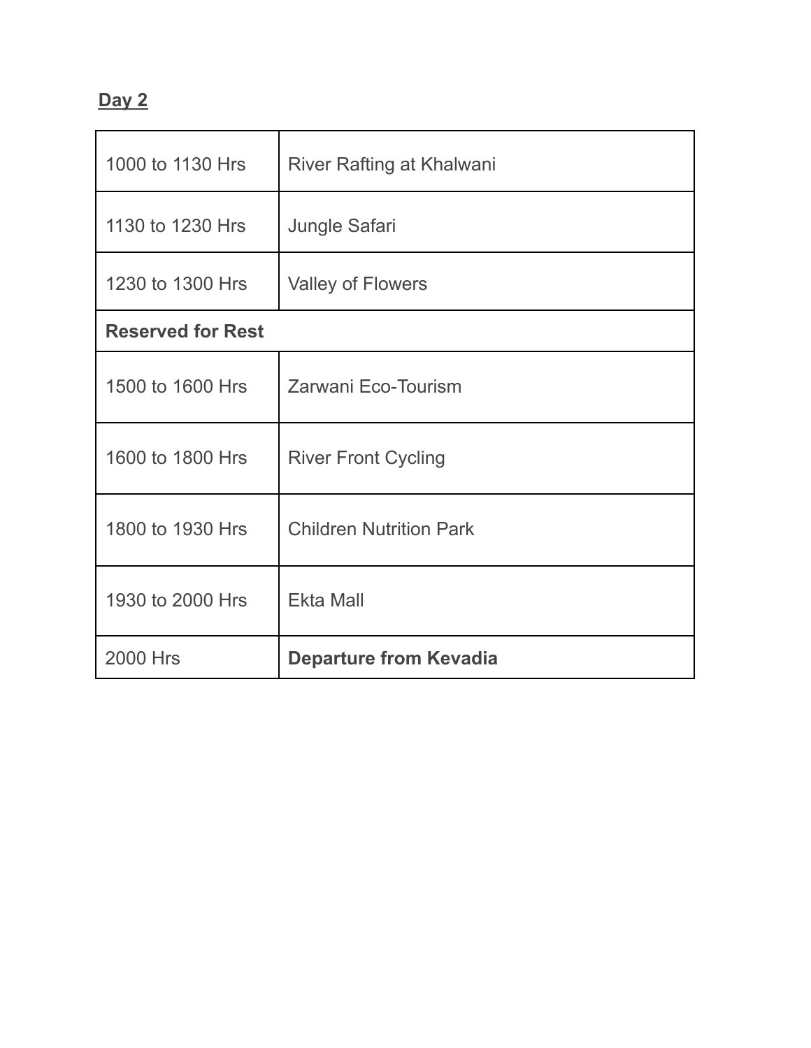**Day 2**

| | |
|---|---|
| 1000 to 1130 Hrs | River Rafting at Khalwani |
| 1130 to 1230 Hrs | Jungle Safari |
| 1230 to 1300 Hrs | Valley of Flowers |
| **Reserved for Rest** | |
| 1500 to 1600 Hrs | Zarwani Eco-Tourism |
| 1600 to 1800 Hrs | River Front Cycling |
| 1800 to 1930 Hrs | Children Nutrition Park |
| 1930 to 2000 Hrs | Ekta Mall |
| 2000 Hrs | **Departure from Kevadia** |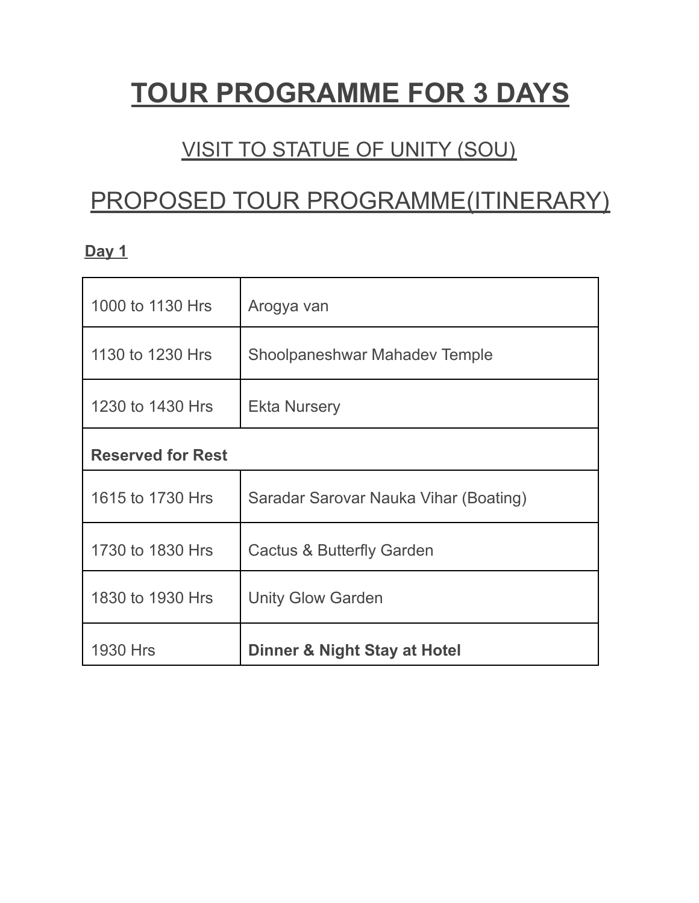# TOUR PROGRAMME FOR 3 DAYS

## VISIT TO STATUE OF UNITY (SOU)

## PROPOSED TOUR PROGRAMME(ITINERARY)

**Day 1**

| | |
|---|---|
| 1000 to 1130 Hrs | Arogya van |
| 1130 to 1230 Hrs | Shoolpaneshwar Mahadev Temple |
| 1230 to 1430 Hrs | Ekta Nursery |
| **Reserved for Rest** | |
| 1615 to 1730 Hrs | Saradar Sarovar Nauka Vihar (Boating) |
| 1730 to 1830 Hrs | Cactus & Butterfly Garden |
| 1830 to 1930 Hrs | Unity Glow Garden |
| 1930 Hrs | **Dinner & Night Stay at Hotel** |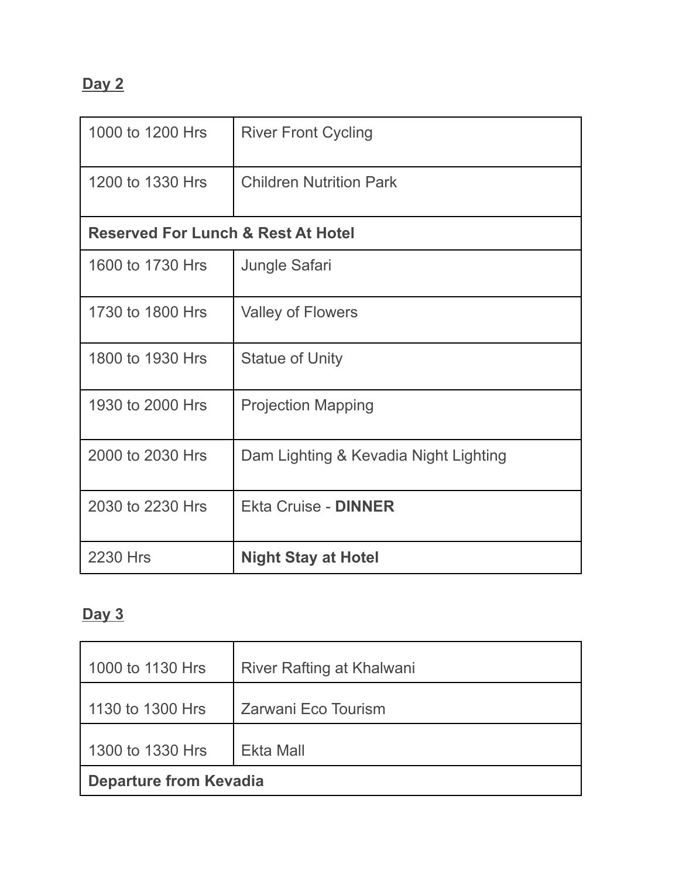**Day 2**

| | |
|---|---|
| 1000 to 1200 Hrs | River Front Cycling |
| 1200 to 1330 Hrs | Children Nutrition Park |
| **Reserved For Lunch & Rest At Hotel** | |
| 1600 to 1730 Hrs | Jungle Safari |
| 1730 to 1800 Hrs | Valley of Flowers |
| 1800 to 1930 Hrs | Statue of Unity |
| 1930 to 2000 Hrs | Projection Mapping |
| 2000 to 2030 Hrs | Dam Lighting & Kevadia Night Lighting |
| 2030 to 2230 Hrs | Ekta Cruise - **DINNER** |
| 2230 Hrs | **Night Stay at Hotel** |

**Day 3**

| | |
|---|---|
| 1000 to 1130 Hrs | River Rafting at Khalwani |
| 1130 to 1300 Hrs | Zarwani Eco Tourism |
| 1300 to 1330 Hrs | Ekta Mall |
| **Departure from Kevadia** | |